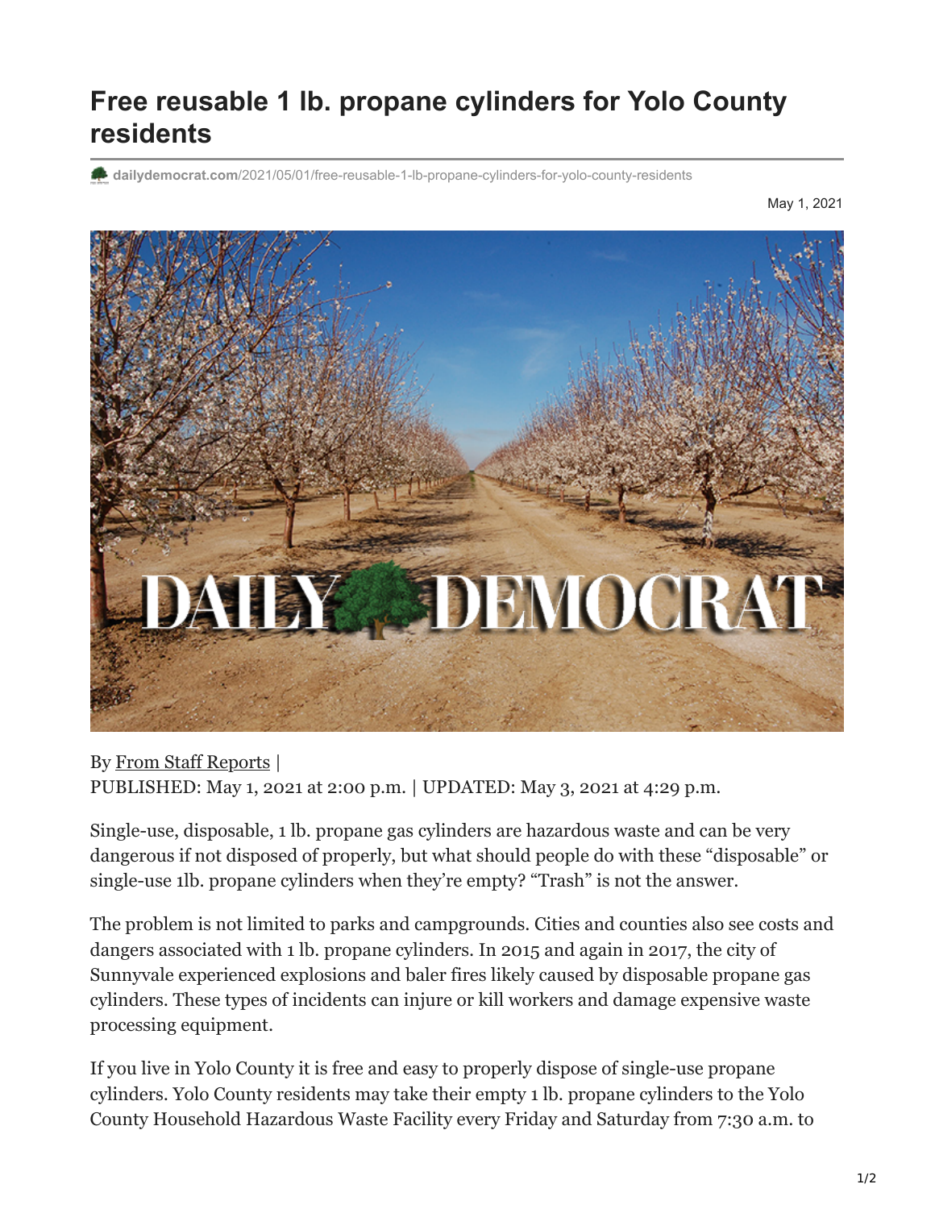# Free reusable 1 lb. propane cylinders for Yolo County residents

dailydemocrat.com/2021/05/01/free-reusable-1-lb-propane-cylinders-for-yolo-county-residents

May 1, 2021

By From Staff Reports |
PUBLISHED: May 1, 2021 at 2:00 p.m. | UPDATED: May 3, 2021 at 4:29 p.m.

Single-use, disposable, 1 lb. propane gas cylinders are hazardous waste and can be very dangerous if not disposed of properly, but what should people do with these "disposable" or single-use 1lb. propane cylinders when they're empty? "Trash" is not the answer.

The problem is not limited to parks and campgrounds. Cities and counties also see costs and dangers associated with 1 lb. propane cylinders. In 2015 and again in 2017, the city of Sunnyvale experienced explosions and baler fires likely caused by disposable propane gas cylinders. These types of incidents can injure or kill workers and damage expensive waste processing equipment.

If you live in Yolo County it is free and easy to properly dispose of single-use propane cylinders. Yolo County residents may take their empty 1 lb. propane cylinders to the Yolo County Household Hazardous Waste Facility every Friday and Saturday from 7:30 a.m. to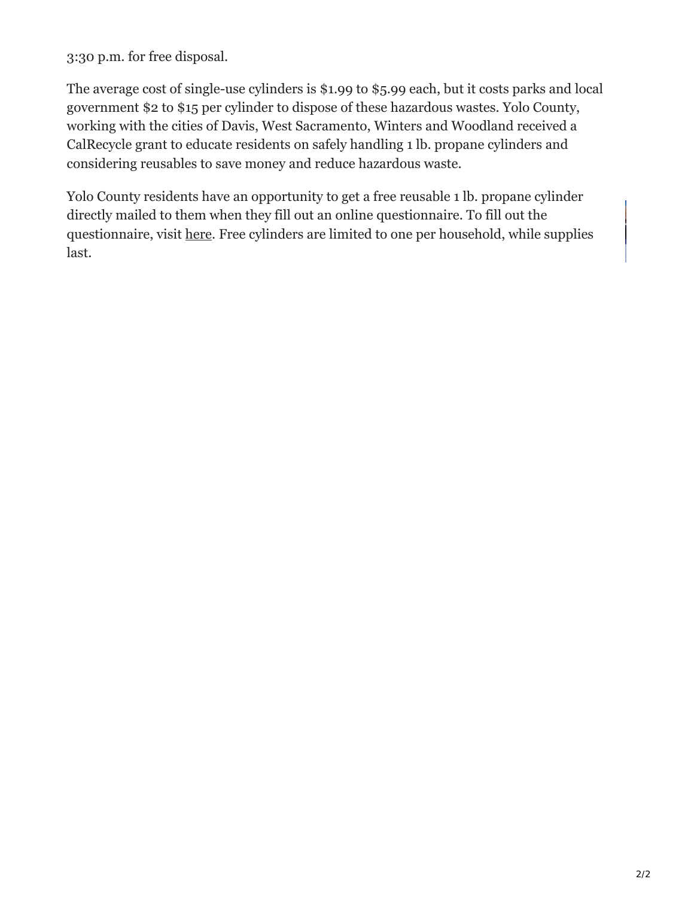3:30 p.m. for free disposal.

The average cost of single-use cylinders is $1.99 to $5.99 each, but it costs parks and local government $2 to $15 per cylinder to dispose of these hazardous wastes. Yolo County, working with the cities of Davis, West Sacramento, Winters and Woodland received a CalRecycle grant to educate residents on safely handling 1 lb. propane cylinders and considering reusables to save money and reduce hazardous waste.

Yolo County residents have an opportunity to get a free reusable 1 lb. propane cylinder directly mailed to them when they fill out an online questionnaire. To fill out the questionnaire, visit here. Free cylinders are limited to one per household, while supplies last.